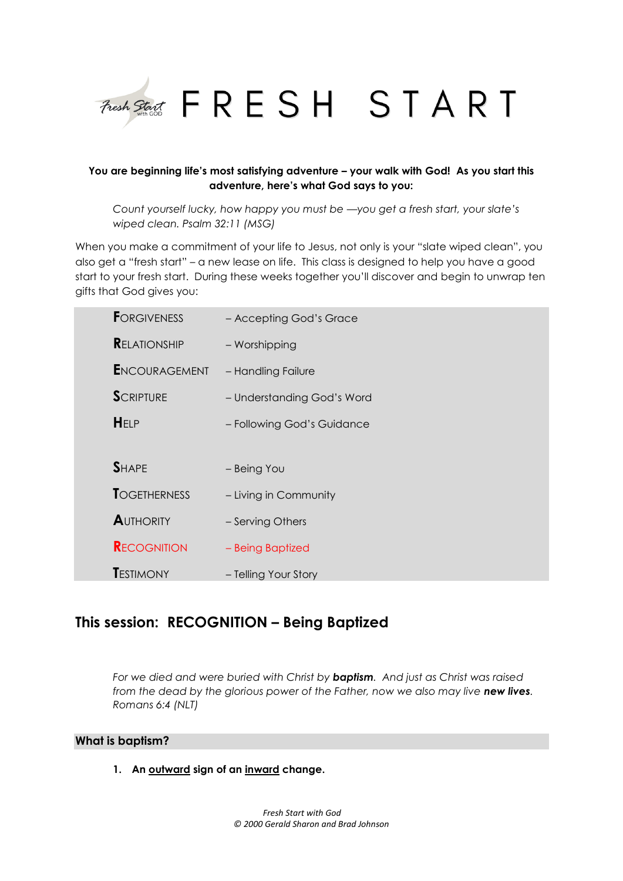# FRESH START

**You are beginning life's most satisfying adventure – your walk with God! As you start this adventure, here's what God says to you:**

> *Count yourself lucky, how happy you must be —you get a fresh start, your slate's wiped clean. Psalm 32:11 (MSG)*

When you make a commitment of your life to Jesus, not only is your "slate wiped clean", you also get a "fresh start" – a new lease on life. This class is designed to help you have a good start to your fresh start. During these weeks together you'll discover and begin to unwrap ten gifts that God gives you:

| | |
|---|---|
| **F**ORGIVENESS | – Accepting God's Grace |
| **R**ELATIONSHIP | – Worshipping |
| **E**NCOURAGEMENT | – Handling Failure |
| **S**CRIPTURE | – Understanding God's Word |
| **H**ELP | – Following God's Guidance |
| **S**HAPE | – Being You |
| **T**OGETHERNESS | – Living in Community |
| **A**UTHORITY | – Serving Others |
| **R**ECOGNITION | – Being Baptized |
| **T**ESTIMONY | – Telling Your Story |

## This session: RECOGNITION – Being Baptized

> *For we died and were buried with Christ by* ***baptism****. And just as Christ was raised from the dead by the glorious power of the Father, now we also may live* ***new lives****. Romans 6:4 (NLT)*

### What is baptism?

1. **An outward sign of an inward change.**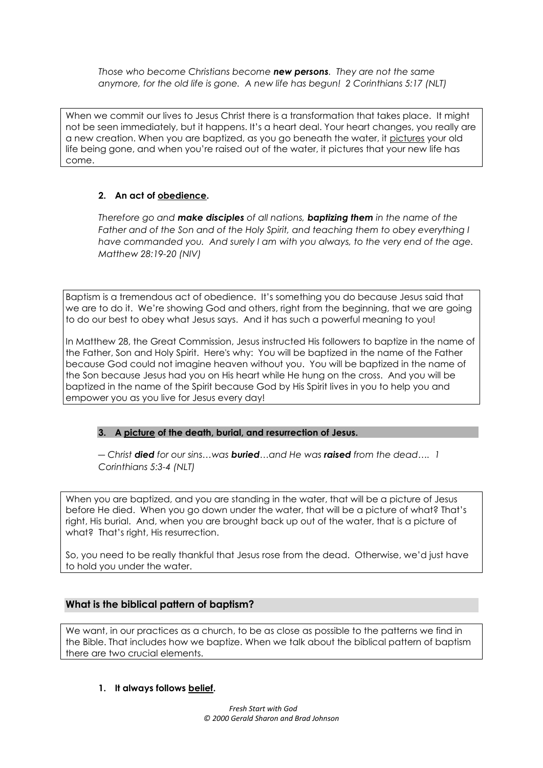*Those who become Christians become **new persons**. They are not the same anymore, for the old life is gone. A new life has begun! 2 Corinthians 5:17 (NLT)*

When we commit our lives to Jesus Christ there is a transformation that takes place. It might not be seen immediately, but it happens. It's a heart deal. Your heart changes, you really are a new creation. When you are baptized, as you go beneath the water, it <u>pictures</u> your old life being gone, and when you're raised out of the water, it pictures that your new life has come.

**2. An act of <u>obedience</u>.**

*Therefore go and **make disciples** of all nations, **baptizing them** in the name of the Father and of the Son and of the Holy Spirit, and teaching them to obey everything I have commanded you. And surely I am with you always, to the very end of the age. Matthew 28:19-20 (NIV)*

Baptism is a tremendous act of obedience. It's something you do because Jesus said that we are to do it. We're showing God and others, right from the beginning, that we are going to do our best to obey what Jesus says. And it has such a powerful meaning to you!

In Matthew 28, the Great Commission, Jesus instructed His followers to baptize in the name of the Father, Son and Holy Spirit. Here's why: You will be baptized in the name of the Father because God could not imagine heaven without you. You will be baptized in the name of the Son because Jesus had you on His heart while He hung on the cross. And you will be baptized in the name of the Spirit because God by His Spirit lives in you to help you and empower you as you live for Jesus every day!

**3. A <u>picture</u> of the death, burial, and resurrection of Jesus.**

*— Christ **died** for our sins…was **buried**…and He was **raised** from the dead…. 1 Corinthians 5:3-4 (NLT)*

When you are baptized, and you are standing in the water, that will be a picture of Jesus before He died. When you go down under the water, that will be a picture of what? That's right, His burial. And, when you are brought back up out of the water, that is a picture of what? That's right, His resurrection.

So, you need to be really thankful that Jesus rose from the dead. Otherwise, we'd just have to hold you under the water.

## What is the biblical pattern of baptism?

We want, in our practices as a church, to be as close as possible to the patterns we find in the Bible. That includes how we baptize. When we talk about the biblical pattern of baptism there are two crucial elements.

**1. It always follows <u>belief</u>.**

*Fresh Start with God*
*© 2000 Gerald Sharon and Brad Johnson*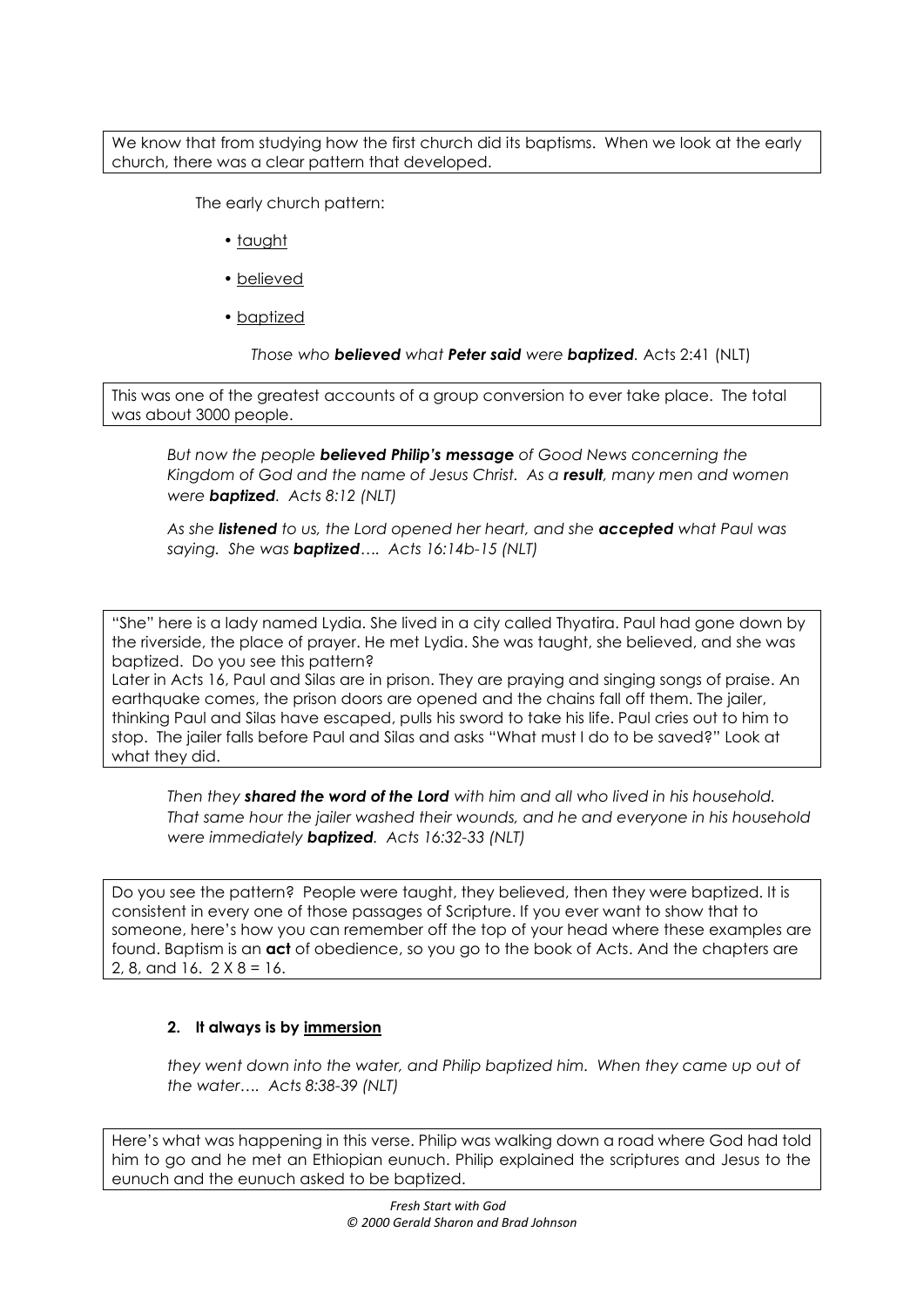We know that from studying how the first church did its baptisms. When we look at the early church, there was a clear pattern that developed.

The early church pattern:

- taught
- believed
- baptized

*Those who **believed** what **Peter said** were **baptized**.* Acts 2:41 (NLT)

This was one of the greatest accounts of a group conversion to ever take place. The total was about 3000 people.

*But now the people **believed Philip's message** of Good News concerning the Kingdom of God and the name of Jesus Christ. As a **result**, many men and women were **baptized**. Acts 8:12 (NLT)*

*As she **listened** to us, the Lord opened her heart, and she **accepted** what Paul was saying. She was **baptized**…. Acts 16:14b-15 (NLT)*

"She" here is a lady named Lydia. She lived in a city called Thyatira. Paul had gone down by the riverside, the place of prayer. He met Lydia. She was taught, she believed, and she was baptized. Do you see this pattern?

Later in Acts 16, Paul and Silas are in prison. They are praying and singing songs of praise. An earthquake comes, the prison doors are opened and the chains fall off them. The jailer, thinking Paul and Silas have escaped, pulls his sword to take his life. Paul cries out to him to stop. The jailer falls before Paul and Silas and asks "What must I do to be saved?" Look at what they did.

*Then they **shared the word of the Lord** with him and all who lived in his household. That same hour the jailer washed their wounds, and he and everyone in his household were immediately **baptized**. Acts 16:32-33 (NLT)*

Do you see the pattern? People were taught, they believed, then they were baptized. It is consistent in every one of those passages of Scripture. If you ever want to show that to someone, here's how you can remember off the top of your head where these examples are found. Baptism is an **act** of obedience, so you go to the book of Acts. And the chapters are 2, 8, and 16. 2 X 8 = 16.

**2. It always is by immersion**

*they went down into the water, and Philip baptized him. When they came up out of the water…. Acts 8:38-39 (NLT)*

Here's what was happening in this verse. Philip was walking down a road where God had told him to go and he met an Ethiopian eunuch. Philip explained the scriptures and Jesus to the eunuch and the eunuch asked to be baptized.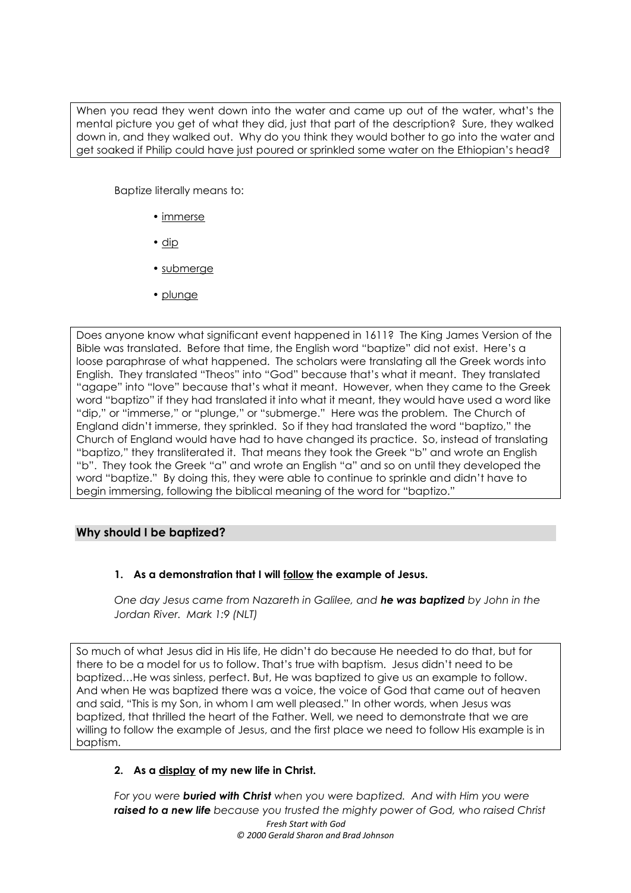When you read they went down into the water and came up out of the water, what's the mental picture you get of what they did, just that part of the description? Sure, they walked down in, and they walked out. Why do you think they would bother to go into the water and get soaked if Philip could have just poured or sprinkled some water on the Ethiopian's head?

Baptize literally means to:

- immerse
- dip
- submerge
- plunge

Does anyone know what significant event happened in 1611? The King James Version of the Bible was translated. Before that time, the English word "baptize" did not exist. Here's a loose paraphrase of what happened. The scholars were translating all the Greek words into English. They translated "Theos" into "God" because that's what it meant. They translated "agape" into "love" because that's what it meant. However, when they came to the Greek word "baptizo" if they had translated it into what it meant, they would have used a word like "dip," or "immerse," or "plunge," or "submerge." Here was the problem. The Church of England didn't immerse, they sprinkled. So if they had translated the word "baptizo," the Church of England would have had to have changed its practice. So, instead of translating "baptizo," they transliterated it. That means they took the Greek "b" and wrote an English "b". They took the Greek "a" and wrote an English "a" and so on until they developed the word "baptize." By doing this, they were able to continue to sprinkle and didn't have to begin immersing, following the biblical meaning of the word for "baptizo."

## Why should I be baptized?

**1. As a demonstration that I will follow the example of Jesus.**

*One day Jesus came from Nazareth in Galilee, and **he was baptized** by John in the Jordan River. Mark 1:9 (NLT)*

So much of what Jesus did in His life, He didn't do because He needed to do that, but for there to be a model for us to follow. That's true with baptism. Jesus didn't need to be baptized…He was sinless, perfect. But, He was baptized to give us an example to follow. And when He was baptized there was a voice, the voice of God that came out of heaven and said, "This is my Son, in whom I am well pleased." In other words, when Jesus was baptized, that thrilled the heart of the Father. Well, we need to demonstrate that we are willing to follow the example of Jesus, and the first place we need to follow His example is in baptism.

**2. As a display of my new life in Christ.**

*For you were **buried with Christ** when you were baptized. And with Him you were **raised to a new life** because you trusted the mighty power of God, who raised Christ*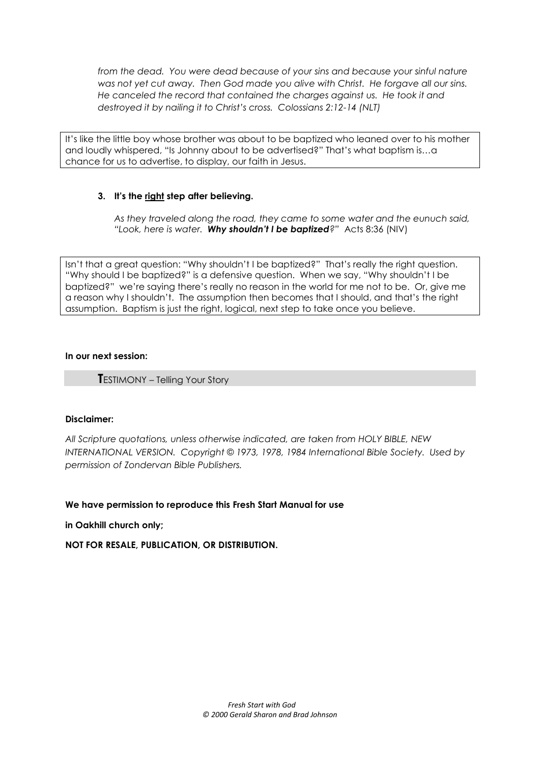*from the dead. You were dead because of your sins and because your sinful nature was not yet cut away. Then God made you alive with Christ. He forgave all our sins. He canceled the record that contained the charges against us. He took it and destroyed it by nailing it to Christ's cross. Colossians 2:12-14 (NLT)*

It's like the little boy whose brother was about to be baptized who leaned over to his mother and loudly whispered, "Is Johnny about to be advertised?" That's what baptism is…a chance for us to advertise, to display, our faith in Jesus.

**3. It's the <u>right</u> step after believing.**

*As they traveled along the road, they came to some water and the eunuch said, "Look, here is water. **Why shouldn't I be baptized**?"* Acts 8:36 (NIV)

Isn't that a great question: "Why shouldn't I be baptized?" That's really the right question. "Why should I be baptized?" is a defensive question. When we say, "Why shouldn't I be baptized?" we're saying there's really no reason in the world for me not to be. Or, give me a reason why I shouldn't. The assumption then becomes that I should, and that's the right assumption. Baptism is just the right, logical, next step to take once you believe.

**In our next session:**

**T**ESTIMONY – Telling Your Story

**Disclaimer:**

*All Scripture quotations, unless otherwise indicated, are taken from HOLY BIBLE, NEW INTERNATIONAL VERSION. Copyright © 1973, 1978, 1984 International Bible Society. Used by permission of Zondervan Bible Publishers.*

**We have permission to reproduce this Fresh Start Manual for use**

**in Oakhill church only;**

**NOT FOR RESALE, PUBLICATION, OR DISTRIBUTION.**

*Fresh Start with God*
*© 2000 Gerald Sharon and Brad Johnson*